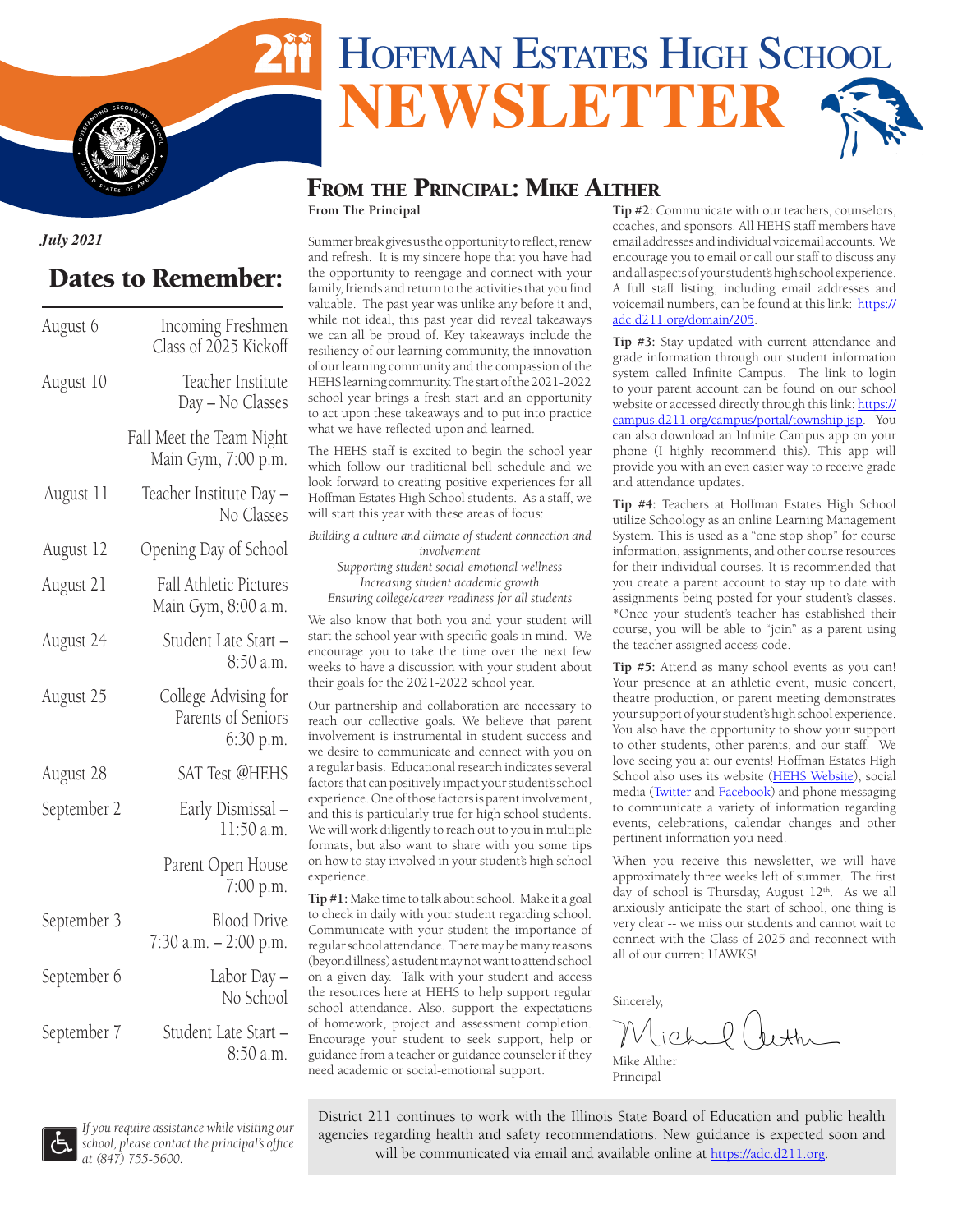# Hoffman Estates High School NEWSLETTER

*July 2021*

## Dates to Remember:

| | |
|---|---|
| August 6 | Incoming Freshmen Class of 2025 Kickoff |
| August 10 | Teacher Institute Day – No Classes |
| | Fall Meet the Team Night Main Gym, 7:00 p.m. |
| August 11 | Teacher Institute Day – No Classes |
| August 12 | Opening Day of School |
| August 21 | Fall Athletic Pictures Main Gym, 8:00 a.m. |
| August 24 | Student Late Start – 8:50 a.m. |
| August 25 | College Advising for Parents of Seniors 6:30 p.m. |
| August 28 | SAT Test @HEHS |
| September 2 | Early Dismissal – 11:50 a.m. |
| | Parent Open House 7:00 p.m. |
| September 3 | Blood Drive 7:30 a.m. – 2:00 p.m. |
| September 6 | Labor Day – No School |
| September 7 | Student Late Start – 8:50 a.m. |

*If you require assistance while visiting our school, please contact the principal's office at (847) 755-5600.*

## From the Principal: Mike Alther

**From The Principal**

Summer break gives us the opportunity to reflect, renew and refresh. It is my sincere hope that you have had the opportunity to reengage and connect with your family, friends and return to the activities that you find valuable. The past year was unlike any before it and, while not ideal, this past year did reveal takeaways we can all be proud of. Key takeaways include the resiliency of our learning community, the innovation of our learning community and the compassion of the HEHS learning community. The start of the 2021-2022 school year brings a fresh start and an opportunity to act upon these takeaways and to put into practice what we have reflected upon and learned.

The HEHS staff is excited to begin the school year which follow our traditional bell schedule and we look forward to creating positive experiences for all Hoffman Estates High School students. As a staff, we will start this year with these areas of focus:

*Building a culture and climate of student connection and involvement*
*Supporting student social-emotional wellness*
*Increasing student academic growth*
*Ensuring college/career readiness for all students*

We also know that both you and your student will start the school year with specific goals in mind. We encourage you to take the time over the next few weeks to have a discussion with your student about their goals for the 2021-2022 school year.

Our partnership and collaboration are necessary to reach our collective goals. We believe that parent involvement is instrumental in student success and we desire to communicate and connect with you on a regular basis. Educational research indicates several factors that can positively impact your student's school experience. One of those factors is parent involvement, and this is particularly true for high school students. We will work diligently to reach out to you in multiple formats, but also want to share with you some tips on how to stay involved in your student's high school experience.

**Tip #1:** Make time to talk about school. Make it a goal to check in daily with your student regarding school. Communicate with your student the importance of regular school attendance. There may be many reasons (beyond illness) a student may not want to attend school on a given day. Talk with your student and access the resources here at HEHS to help support regular school attendance. Also, support the expectations of homework, project and assessment completion. Encourage your student to seek support, help or guidance from a teacher or guidance counselor if they need academic or social-emotional support.

**Tip #2:** Communicate with our teachers, counselors, coaches, and sponsors. All HEHS staff members have email addresses and individual voicemail accounts. We encourage you to email or call our staff to discuss any and all aspects of your student's high school experience. A full staff listing, including email addresses and voicemail numbers, can be found at this link: https://adc.d211.org/domain/205.

**Tip #3:** Stay updated with current attendance and grade information through our student information system called Infinite Campus. The link to login to your parent account can be found on our school website or accessed directly through this link: https://campus.d211.org/campus/portal/township.jsp. You can also download an Infinite Campus app on your phone (I highly recommend this). This app will provide you with an even easier way to receive grade and attendance updates.

**Tip #4:** Teachers at Hoffman Estates High School utilize Schoology as an online Learning Management System. This is used as a "one stop shop" for course information, assignments, and other course resources for their individual courses. It is recommended that you create a parent account to stay up to date with assignments being posted for your student's classes. *Once your student's teacher has established their course, you will be able to "join" as a parent using the teacher assigned access code.

**Tip #5:** Attend as many school events as you can! Your presence at an athletic event, music concert, theatre production, or parent meeting demonstrates your support of your student's high school experience. You also have the opportunity to show your support to other students, other parents, and our staff. We love seeing you at our events! Hoffman Estates High School also uses its website (HEHS Website), social media (Twitter and Facebook) and phone messaging to communicate a variety of information regarding events, celebrations, calendar changes and other pertinent information you need.

When you receive this newsletter, we will have approximately three weeks left of summer. The first day of school is Thursday, August 12th. As we all anxiously anticipate the start of school, one thing is very clear -- we miss our students and cannot wait to connect with the Class of 2025 and reconnect with all of our current HAWKS!

Sincerely,

Mike Alther
Principal

District 211 continues to work with the Illinois State Board of Education and public health agencies regarding health and safety recommendations. New guidance is expected soon and will be communicated via email and available online at https://adc.d211.org.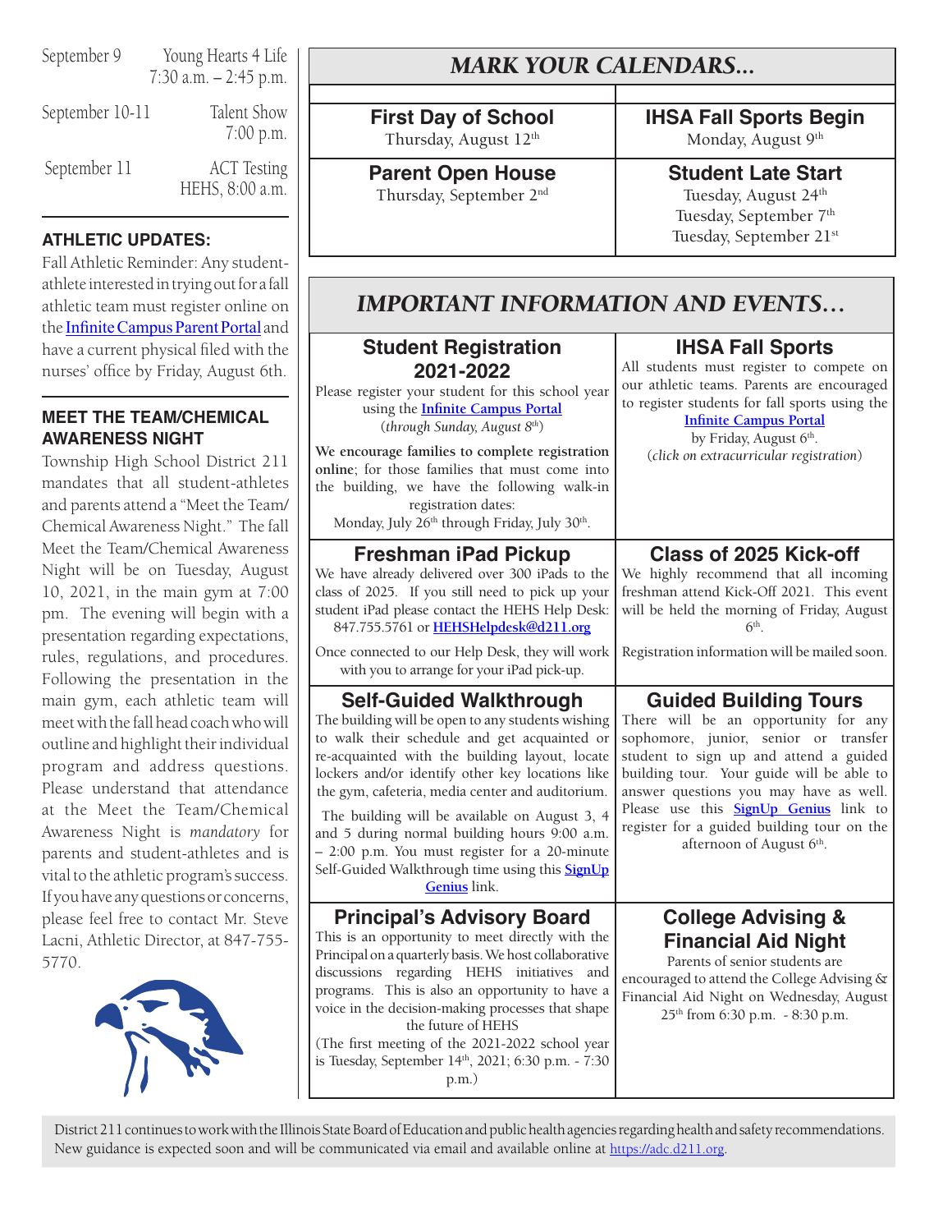| | |
|---|---|
| September 9 | Young Hearts 4 Life 7:30 a.m. – 2:45 p.m. |
| September 10-11 | Talent Show 7:00 p.m. |
| September 11 | ACT Testing HEHS, 8:00 a.m. |

### ATHLETIC UPDATES:

Fall Athletic Reminder: Any student-athlete interested in trying out for a fall athletic team must register online on the Infinite Campus Parent Portal and have a current physical filed with the nurses' office by Friday, August 6th.

### MEET THE TEAM/CHEMICAL AWARENESS NIGHT

Township High School District 211 mandates that all student-athletes and parents attend a "Meet the Team/ Chemical Awareness Night." The fall Meet the Team/Chemical Awareness Night will be on Tuesday, August 10, 2021, in the main gym at 7:00 pm. The evening will begin with a presentation regarding expectations, rules, regulations, and procedures. Following the presentation in the main gym, each athletic team will meet with the fall head coach who will outline and highlight their individual program and address questions. Please understand that attendance at the Meet the Team/Chemical Awareness Night is *mandatory* for parents and student-athletes and is vital to the athletic program's success. If you have any questions or concerns, please feel free to contact Mr. Steve Lacni, Athletic Director, at 847-755-5770.

## *MARK YOUR CALENDARS...*

| | |
|---|---|
| **First Day of School**<br>Thursday, August 12th | **IHSA Fall Sports Begin**<br>Monday, August 9th |
| **Parent Open House**<br>Thursday, September 2nd | **Student Late Start**<br>Tuesday, August 24th<br>Tuesday, September 7th<br>Tuesday, September 21st |

## *IMPORTANT INFORMATION AND EVENTS…*

### Student Registration 2021-2022

Please register your student for this school year using the **Infinite Campus Portal** (*through Sunday, August 8th*)

**We encourage families to complete registration online**; for those families that must come into the building, we have the following walk-in registration dates:
Monday, July 26th through Friday, July 30th.

### IHSA Fall Sports

All students must register to compete on our athletic teams. Parents are encouraged to register students for fall sports using the **Infinite Campus Portal** by Friday, August 6th.
(*click on extracurricular registration*)

### Freshman iPad Pickup

We have already delivered over 300 iPads to the class of 2025. If you still need to pick up your student iPad please contact the HEHS Help Desk: 847.755.5761 or **HEHSHelpdesk@d211.org**

Once connected to our Help Desk, they will work with you to arrange for your iPad pick-up.

### Class of 2025 Kick-off

We highly recommend that all incoming freshman attend Kick-Off 2021. This event will be held the morning of Friday, August 6th.

Registration information will be mailed soon.

### Self-Guided Walkthrough

The building will be open to any students wishing to walk their schedule and get acquainted or re-acquainted with the building layout, locate lockers and/or identify other key locations like the gym, cafeteria, media center and auditorium.

The building will be available on August 3, 4 and 5 during normal building hours 9:00 a.m. – 2:00 p.m. You must register for a 20-minute Self-Guided Walkthrough time using this **SignUp Genius** link.

### Guided Building Tours

There will be an opportunity for any sophomore, junior, senior or transfer student to sign up and attend a guided building tour. Your guide will be able to answer questions you may have as well. Please use this **SignUp Genius** link to register for a guided building tour on the afternoon of August 6th.

### Principal's Advisory Board

This is an opportunity to meet directly with the Principal on a quarterly basis. We host collaborative discussions regarding HEHS initiatives and programs. This is also an opportunity to have a voice in the decision-making processes that shape the future of HEHS
(The first meeting of the 2021-2022 school year is Tuesday, September 14th, 2021; 6:30 p.m. - 7:30 p.m.)

### College Advising & Financial Aid Night

Parents of senior students are encouraged to attend the College Advising & Financial Aid Night on Wednesday, August 25th from 6:30 p.m. - 8:30 p.m.

District 211 continues to work with the Illinois State Board of Education and public health agencies regarding health and safety recommendations. New guidance is expected soon and will be communicated via email and available online at https://adc.d211.org.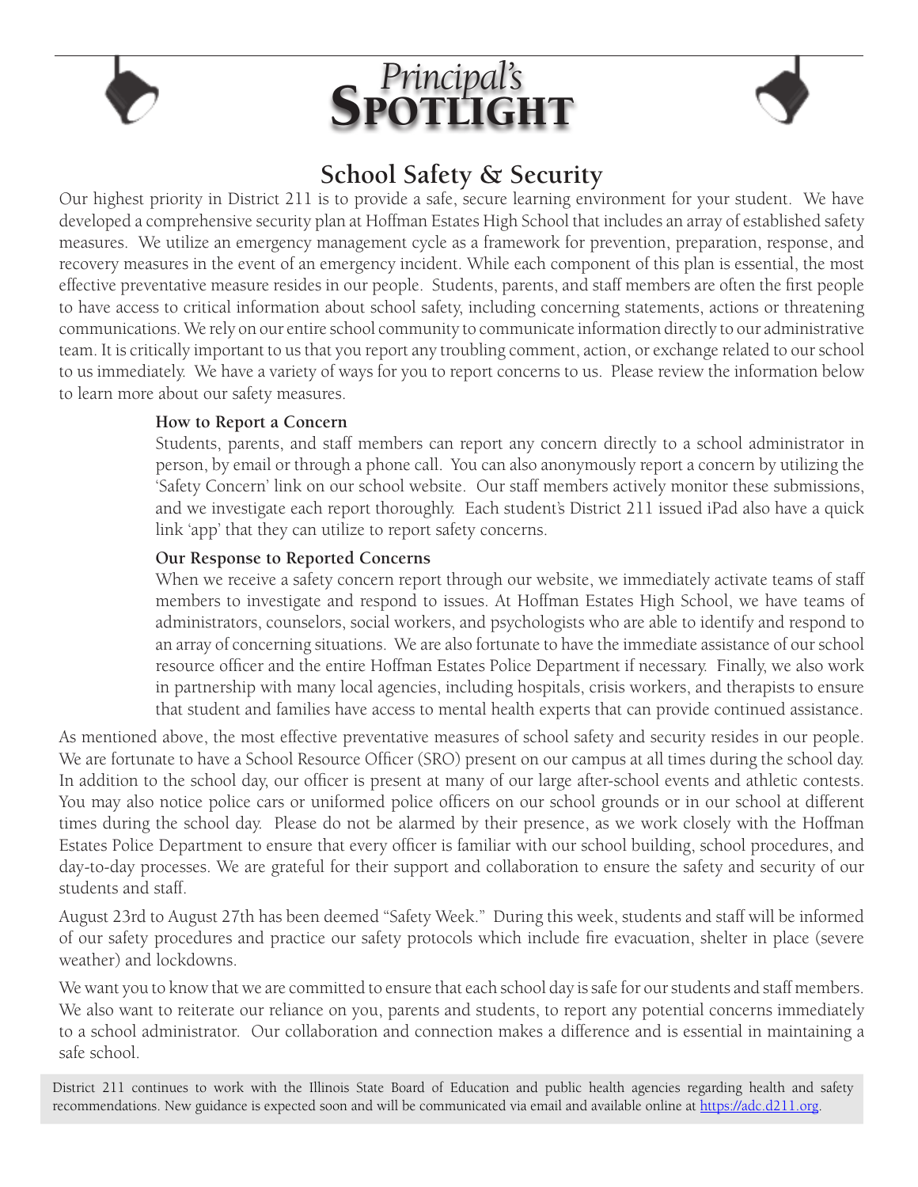# *Principal's* Spotlight

## School Safety & Security

Our highest priority in District 211 is to provide a safe, secure learning environment for your student. We have developed a comprehensive security plan at Hoffman Estates High School that includes an array of established safety measures. We utilize an emergency management cycle as a framework for prevention, preparation, response, and recovery measures in the event of an emergency incident. While each component of this plan is essential, the most effective preventative measure resides in our people. Students, parents, and staff members are often the first people to have access to critical information about school safety, including concerning statements, actions or threatening communications. We rely on our entire school community to communicate information directly to our administrative team. It is critically important to us that you report any troubling comment, action, or exchange related to our school to us immediately. We have a variety of ways for you to report concerns to us. Please review the information below to learn more about our safety measures.

**How to Report a Concern**

Students, parents, and staff members can report any concern directly to a school administrator in person, by email or through a phone call. You can also anonymously report a concern by utilizing the 'Safety Concern' link on our school website. Our staff members actively monitor these submissions, and we investigate each report thoroughly. Each student's District 211 issued iPad also have a quick link 'app' that they can utilize to report safety concerns.

**Our Response to Reported Concerns**

When we receive a safety concern report through our website, we immediately activate teams of staff members to investigate and respond to issues. At Hoffman Estates High School, we have teams of administrators, counselors, social workers, and psychologists who are able to identify and respond to an array of concerning situations. We are also fortunate to have the immediate assistance of our school resource officer and the entire Hoffman Estates Police Department if necessary. Finally, we also work in partnership with many local agencies, including hospitals, crisis workers, and therapists to ensure that student and families have access to mental health experts that can provide continued assistance.

As mentioned above, the most effective preventative measures of school safety and security resides in our people. We are fortunate to have a School Resource Officer (SRO) present on our campus at all times during the school day. In addition to the school day, our officer is present at many of our large after-school events and athletic contests. You may also notice police cars or uniformed police officers on our school grounds or in our school at different times during the school day. Please do not be alarmed by their presence, as we work closely with the Hoffman Estates Police Department to ensure that every officer is familiar with our school building, school procedures, and day-to-day processes. We are grateful for their support and collaboration to ensure the safety and security of our students and staff.

August 23rd to August 27th has been deemed "Safety Week." During this week, students and staff will be informed of our safety procedures and practice our safety protocols which include fire evacuation, shelter in place (severe weather) and lockdowns.

We want you to know that we are committed to ensure that each school day is safe for our students and staff members. We also want to reiterate our reliance on you, parents and students, to report any potential concerns immediately to a school administrator. Our collaboration and connection makes a difference and is essential in maintaining a safe school.

District 211 continues to work with the Illinois State Board of Education and public health agencies regarding health and safety recommendations. New guidance is expected soon and will be communicated via email and available online at [https://adc.d211.org](https://adc.d211.org).